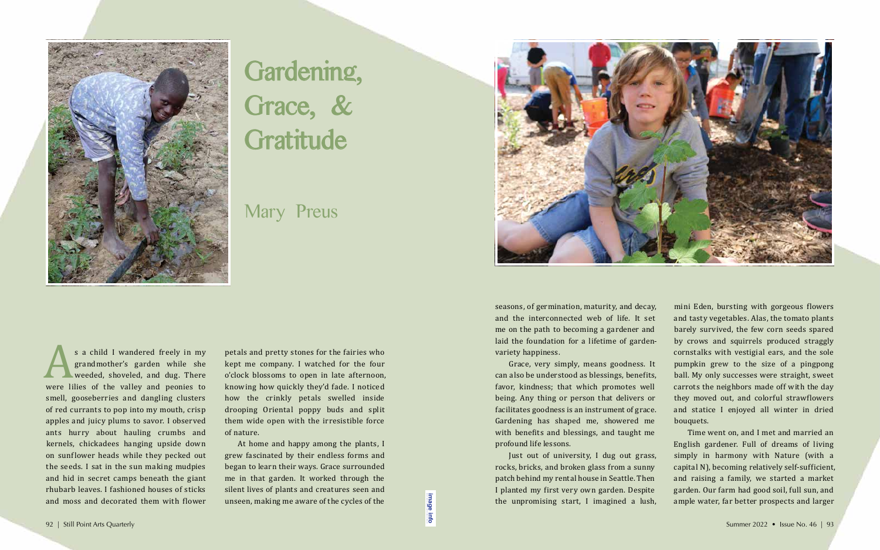# Gardening, Grace, & Gratitude

## Mary Preus

As a child I wandered freely in my grandmother's garden while she weeded, shoveled, and dug. There were lilies of the valley and peonies to smell, gooseberries and dangling clusters of red currants to pop into my mouth, crisp apples and juicy plums to savor. I observed ants hurry about hauling crumbs and kernels, chickadees hanging upside down on sunflower heads while they pecked out the seeds. I sat in the sun making mudpies and hid in secret camps beneath the giant rhubarb leaves. I fashioned houses of sticks and moss and decorated them with flower petals and pretty stones for the fairies who kept me company. I watched for the four o'clock blossoms to open in late afternoon, knowing how quickly they'd fade. I noticed how the crinkly petals swelled inside drooping Oriental poppy buds and split them wide open with the irresistible force of nature.

At home and happy among the plants, I grew fascinated by their endless forms and began to learn their ways. Grace surrounded me in that garden. It worked through the silent lives of plants and creatures seen and unseen, making me aware of the cycles of the seasons, of germination, maturity, and decay, and the interconnected web of life. It set me on the path to becoming a gardener and laid the foundation for a lifetime of garden-variety happiness.

Grace, very simply, means goodness. It can also be understood as blessings, benefits, favor, kindness; that which promotes well being. Any thing or person that delivers or facilitates goodness is an instrument of grace. Gardening has shaped me, showered me with benefits and blessings, and taught me profound life lessons.

Just out of university, I dug out grass, rocks, bricks, and broken glass from a sunny patch behind my rental house in Seattle. Then I planted my first very own garden. Despite the unpromising start, I imagined a lush, mini Eden, bursting with gorgeous flowers and tasty vegetables. Alas, the tomato plants barely survived, the few corn seeds spared by crows and squirrels produced straggly cornstalks with vestigial ears, and the sole pumpkin grew to the size of a pingpong ball. My only successes were straight, sweet carrots the neighbors made off with the day they moved out, and colorful strawflowers and statice I enjoyed all winter in dried bouquets.

Time went on, and I met and married an English gardener. Full of dreams of living simply in harmony with Nature (with a capital N), becoming relatively self-sufficient, and raising a family, we started a market garden. Our farm had good soil, full sun, and ample water, far better prospects and larger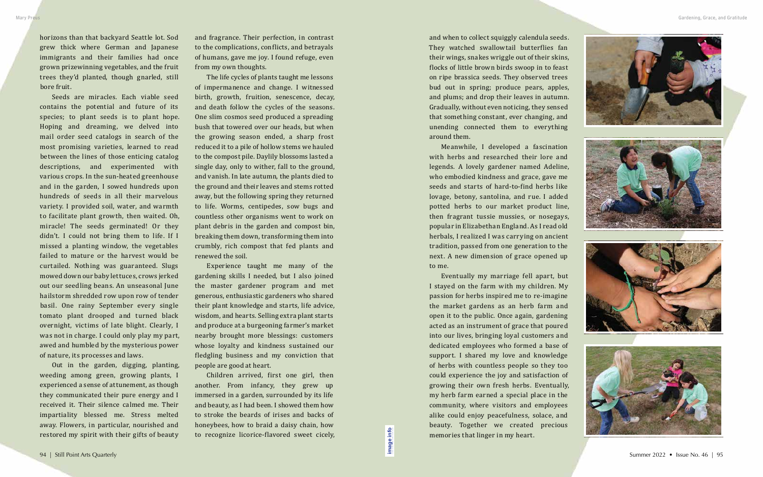horizons than that backyard Seattle lot. Sod grew thick where German and Japanese immigrants and their families had once grown prizewinning vegetables, and the fruit trees they'd planted, though gnarled, still bore fruit.

Seeds are miracles. Each viable seed contains the potential and future of its species; to plant seeds is to plant hope. Hoping and dreaming, we delved into mail order seed catalogs in search of the most promising varieties, learned to read between the lines of those enticing catalog descriptions, and experimented with various crops. In the sun-heated greenhouse and in the garden, I sowed hundreds upon hundreds of seeds in all their marvelous variety. I provided soil, water, and warmth to facilitate plant growth, then waited. Oh, miracle! The seeds germinated! Or they didn't. I could not bring them to life. If I missed a planting window, the vegetables failed to mature or the harvest would be curtailed. Nothing was guaranteed. Slugs mowed down our baby lettuces, crows jerked out our seedling beans. An unseasonal June hailstorm shredded row upon row of tender basil. One rainy September every single tomato plant drooped and turned black overnight, victims of late blight. Clearly, I was not in charge. I could only play my part, awed and humbled by the mysterious power of nature, its processes and laws.

Out in the garden, digging, planting, weeding among green, growing plants, I experienced a sense of attunement, as though they communicated their pure energy and I received it. Their silence calmed me. Their impartiality blessed me. Stress melted away. Flowers, in particular, nourished and restored my spirit with their gifts of beauty and fragrance. Their perfection, in contrast to the complications, conflicts, and betrayals of humans, gave me joy. I found refuge, even from my own thoughts.

The life cycles of plants taught me lessons of impermanence and change. I witnessed birth, growth, fruition, senescence, decay, and death follow the cycles of the seasons. One slim cosmos seed produced a spreading bush that towered over our heads, but when the growing season ended, a sharp frost reduced it to a pile of hollow stems we hauled to the compost pile. Daylily blossoms lasted a single day, only to wither, fall to the ground, and vanish. In late autumn, the plants died to the ground and their leaves and stems rotted away, but the following spring they returned to life. Worms, centipedes, sow bugs and countless other organisms went to work on plant debris in the garden and compost bin, breaking them down, transforming them into crumbly, rich compost that fed plants and renewed the soil.

Experience taught me many of the gardening skills I needed, but I also joined the master gardener program and met generous, enthusiastic gardeners who shared their plant knowledge and starts, life advice, wisdom, and hearts. Selling extra plant starts and produce at a burgeoning farmer's market nearby brought more blessings: customers whose loyalty and kindness sustained our fledgling business and my conviction that people are good at heart.

Children arrived, first one girl, then another. From infancy, they grew up immersed in a garden, surrounded by its life and beauty, as I had been. I showed them how to stroke the beards of irises and backs of honeybees, how to braid a daisy chain, how to recognize licorice-flavored sweet cicely, and when to collect squiggly calendula seeds. They watched swallowtail butterflies fan their wings, snakes wriggle out of their skins, flocks of little brown birds swoop in to feast on ripe brassica seeds. They observed trees bud out in spring; produce pears, apples, and plums; and drop their leaves in autumn. Gradually, without even noticing, they sensed that something constant, ever changing, and unending connected them to everything around them.

Meanwhile, I developed a fascination with herbs and researched their lore and legends. A lovely gardener named Adeline, who embodied kindness and grace, gave me seeds and starts of hard-to-find herbs like lovage, betony, santolina, and rue. I added potted herbs to our market product line, then fragrant tussie mussies, or nosegays, popular in Elizabethan England. As I read old herbals, I realized I was carrying on an ancient tradition, passed from one generation to the next. A new dimension of grace opened up to me.

Eventually my marriage fell apart, but I stayed on the farm with my children. My passion for herbs inspired me to re-imagine the market gardens as an herb farm and open it to the public. Once again, gardening acted as an instrument of grace that poured into our lives, bringing loyal customers and dedicated employees who formed a base of support. I shared my love and knowledge of herbs with countless people so they too could experience the joy and satisfaction of growing their own fresh herbs. Eventually, my herb farm earned a special place in the community, where visitors and employees alike could enjoy peacefulness, solace, and beauty. Together we created precious memories that linger in my heart.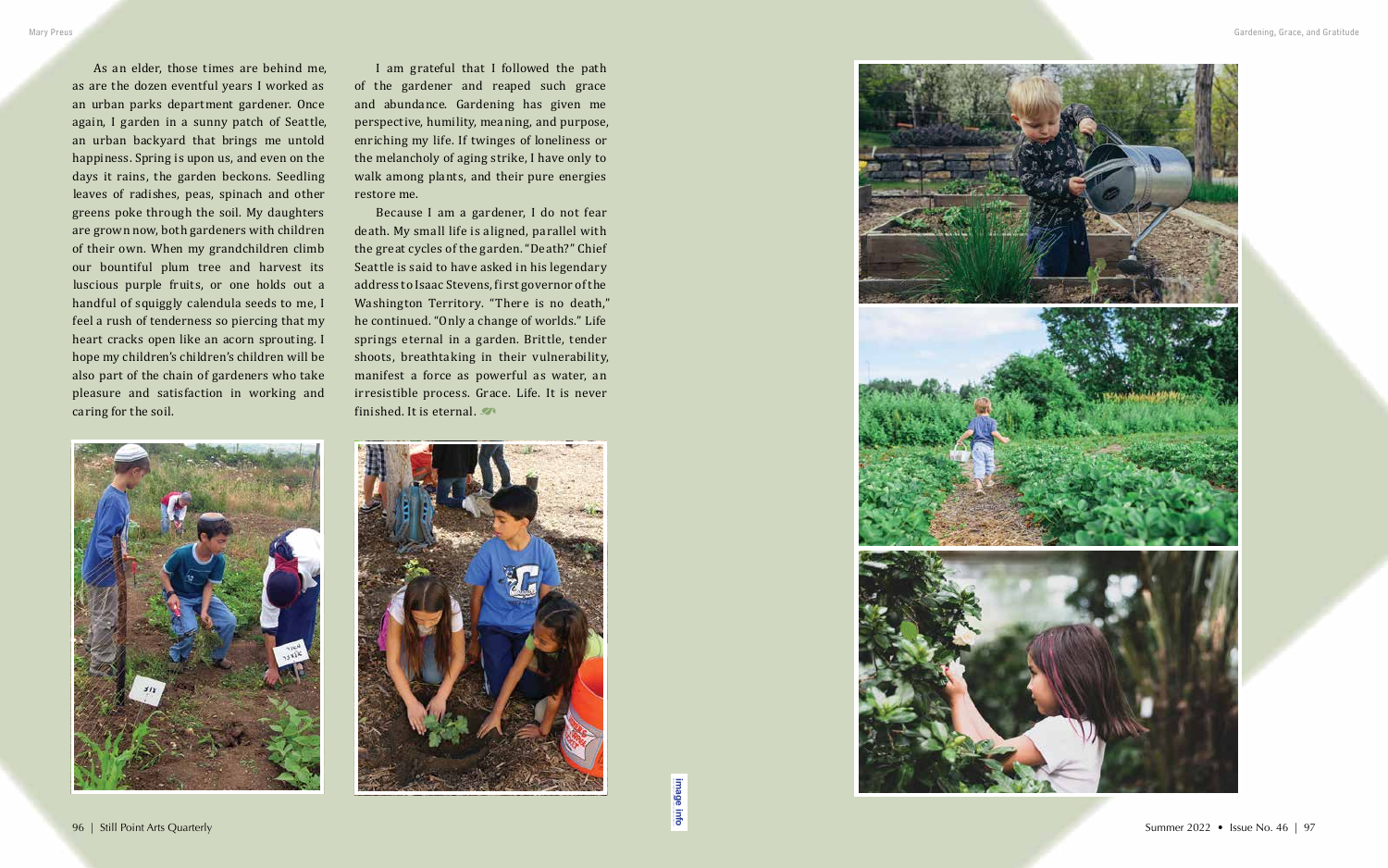As an elder, those times are behind me, as are the dozen eventful years I worked as an urban parks department gardener. Once again, I garden in a sunny patch of Seattle, an urban backyard that brings me untold happiness. Spring is upon us, and even on the days it rains, the garden beckons. Seedling leaves of radishes, peas, spinach and other greens poke through the soil. My daughters are grown now, both gardeners with children of their own. When my grandchildren climb our bountiful plum tree and harvest its luscious purple fruits, or one holds out a handful of squiggly calendula seeds to me, I feel a rush of tenderness so piercing that my heart cracks open like an acorn sprouting. I hope my children's children's children will be also part of the chain of gardeners who take pleasure and satisfaction in working and caring for the soil.

I am grateful that I followed the path of the gardener and reaped such grace and abundance. Gardening has given me perspective, humility, meaning, and purpose, enriching my life. If twinges of loneliness or the melancholy of aging strike, I have only to walk among plants, and their pure energies restore me.

Because I am a gardener, I do not fear death. My small life is aligned, parallel with the great cycles of the garden. "Death?" Chief Seattle is said to have asked in his legendary address to Isaac Stevens, first governor of the Washington Territory. "There is no death," he continued. "Only a change of worlds." Life springs eternal in a garden. Brittle, tender shoots, breathtaking in their vulnerability, manifest a force as powerful as water, an irresistible process. Grace. Life. It is never finished. It is eternal.